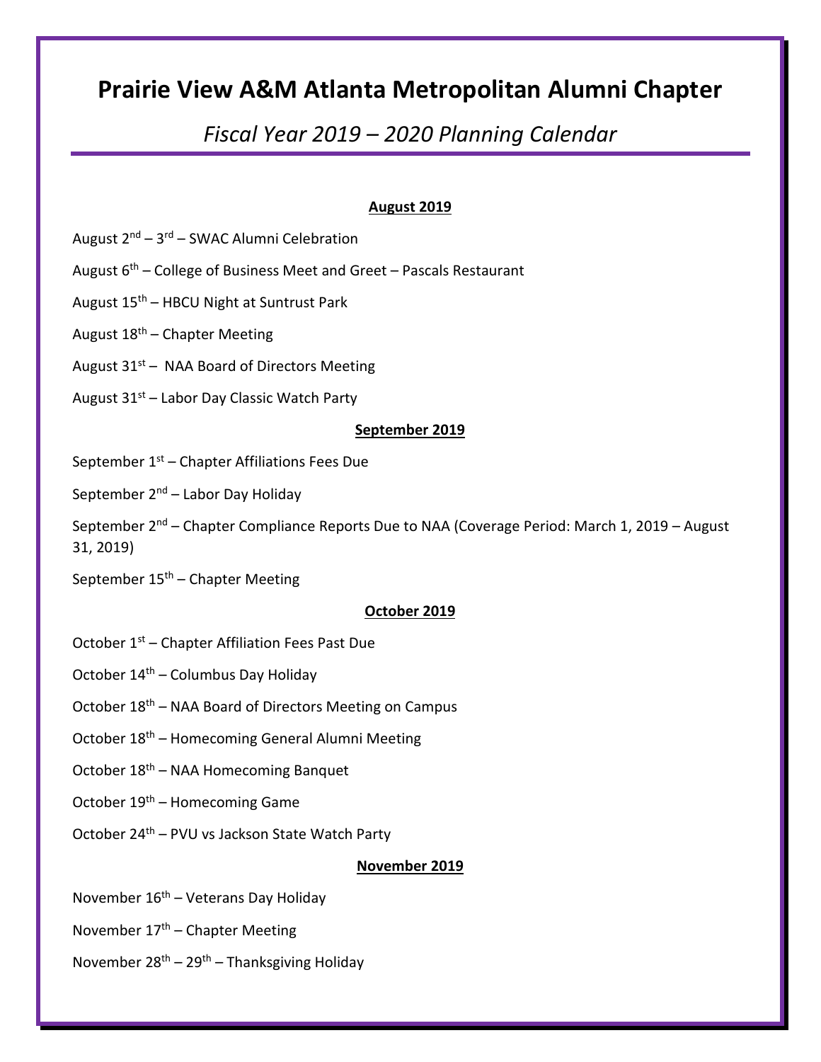# Prairie View A&M Atlanta Metropolitan Alumni Chapter

## *Fiscal Year 2019 – 2020 Planning Calendar*

**August 2019**

August 2nd – 3rd – SWAC Alumni Celebration

August 6th – College of Business Meet and Greet – Pascals Restaurant

August 15th – HBCU Night at Suntrust Park

August 18th – Chapter Meeting

August 31st – NAA Board of Directors Meeting

August 31st – Labor Day Classic Watch Party

**September 2019**

September 1st – Chapter Affiliations Fees Due

September 2nd – Labor Day Holiday

September 2nd – Chapter Compliance Reports Due to NAA (Coverage Period: March 1, 2019 – August 31, 2019)

September 15th – Chapter Meeting

**October 2019**

October 1st – Chapter Affiliation Fees Past Due

October 14th – Columbus Day Holiday

October 18th – NAA Board of Directors Meeting on Campus

October 18th – Homecoming General Alumni Meeting

October 18th – NAA Homecoming Banquet

October 19th – Homecoming Game

October 24th – PVU vs Jackson State Watch Party

**November 2019**

November 16th – Veterans Day Holiday

November 17th – Chapter Meeting

November 28th – 29th – Thanksgiving Holiday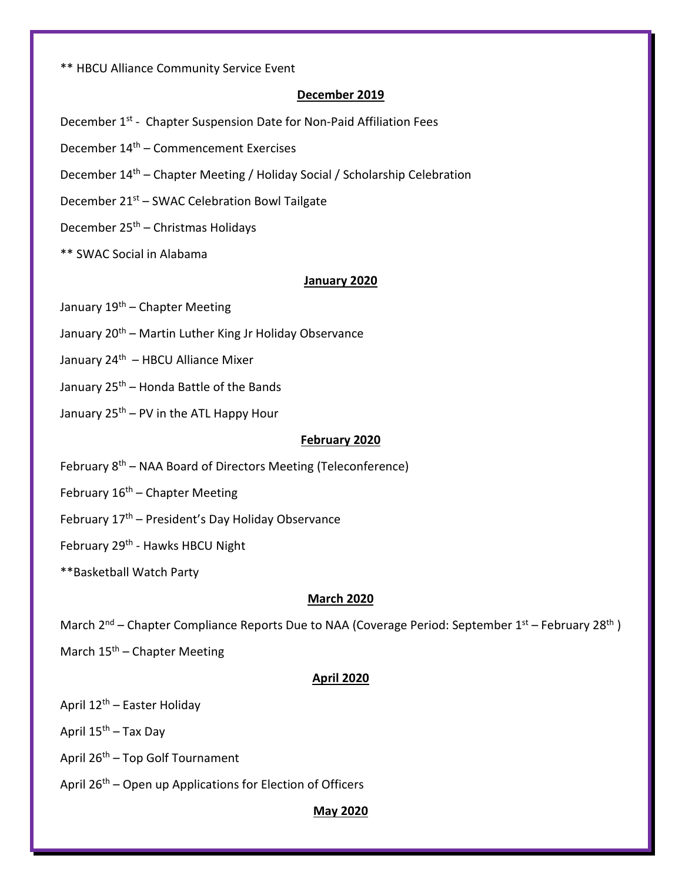** HBCU Alliance Community Service Event

**December 2019**

December 1st - Chapter Suspension Date for Non-Paid Affiliation Fees

December 14th – Commencement Exercises

December 14th – Chapter Meeting / Holiday Social / Scholarship Celebration

December 21st – SWAC Celebration Bowl Tailgate

December 25th – Christmas Holidays

** SWAC Social in Alabama

**January 2020**

January 19th – Chapter Meeting

January 20th – Martin Luther King Jr Holiday Observance

January 24th – HBCU Alliance Mixer

January 25th – Honda Battle of the Bands

January 25th – PV in the ATL Happy Hour

**February 2020**

February 8th – NAA Board of Directors Meeting (Teleconference)

February 16th – Chapter Meeting

February 17th – President's Day Holiday Observance

February 29th - Hawks HBCU Night

**Basketball Watch Party

**March 2020**

March 2nd – Chapter Compliance Reports Due to NAA (Coverage Period: September 1st – February 28th )

March 15th – Chapter Meeting

**April 2020**

April 12th – Easter Holiday

April 15th – Tax Day

April 26th – Top Golf Tournament

April 26th – Open up Applications for Election of Officers

**May 2020**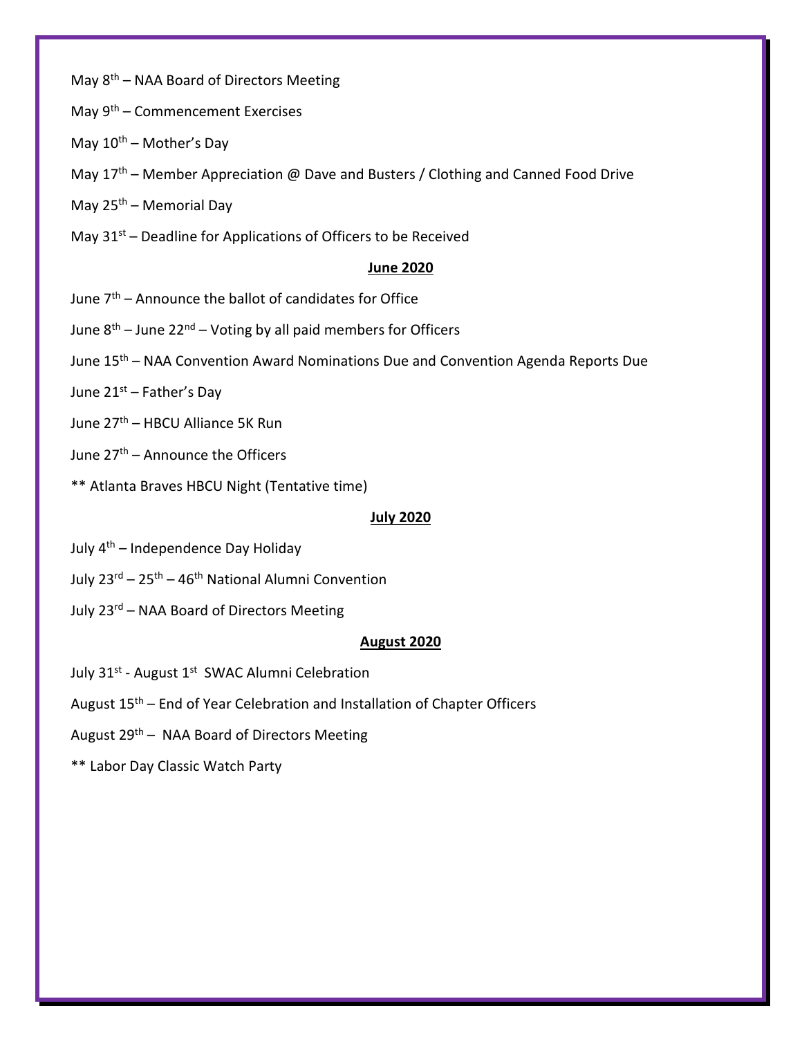May 8th – NAA Board of Directors Meeting

May 9th – Commencement Exercises

May 10th – Mother's Day

May 17th – Member Appreciation @ Dave and Busters / Clothing and Canned Food Drive

May 25th – Memorial Day

May 31st – Deadline for Applications of Officers to be Received

**June 2020**

June 7th – Announce the ballot of candidates for Office

June 8th – June 22nd – Voting by all paid members for Officers

June 15th – NAA Convention Award Nominations Due and Convention Agenda Reports Due

June 21st – Father's Day

June 27th – HBCU Alliance 5K Run

June 27th – Announce the Officers

** Atlanta Braves HBCU Night (Tentative time)

**July 2020**

July 4th – Independence Day Holiday

July 23rd – 25th – 46th National Alumni Convention

July 23rd – NAA Board of Directors Meeting

**August 2020**

July 31st - August 1st SWAC Alumni Celebration

August 15th – End of Year Celebration and Installation of Chapter Officers

August 29th – NAA Board of Directors Meeting

** Labor Day Classic Watch Party